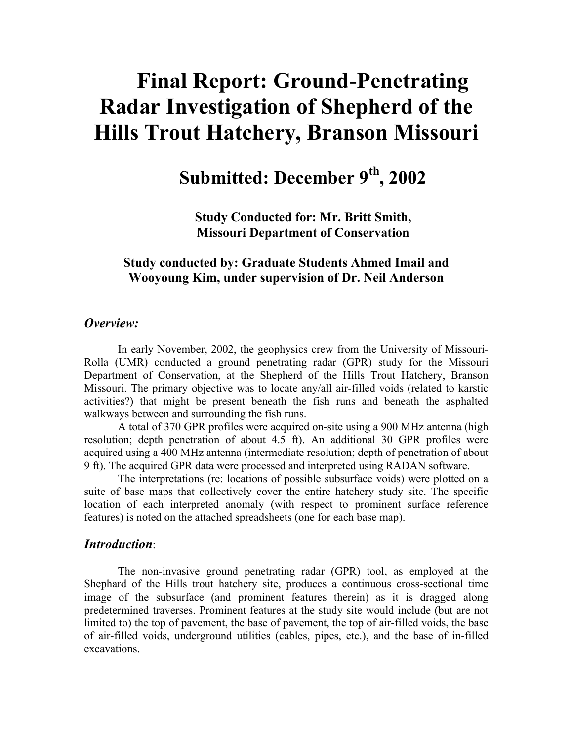# Final Report: Ground-Penetrating Radar Investigation of Shepherd of the Hills Trout Hatchery, Branson Missouri

## Submitted: December 9th, 2002

**Study Conducted for: Mr. Britt Smith, Missouri Department of Conservation**

**Study conducted by: Graduate Students Ahmed Imail and Wooyoung Kim, under supervision of Dr. Neil Anderson**

### *Overview:*

In early November, 2002, the geophysics crew from the University of Missouri-Rolla (UMR) conducted a ground penetrating radar (GPR) study for the Missouri Department of Conservation, at the Shepherd of the Hills Trout Hatchery, Branson Missouri. The primary objective was to locate any/all air-filled voids (related to karstic activities?) that might be present beneath the fish runs and beneath the asphalted walkways between and surrounding the fish runs.

A total of 370 GPR profiles were acquired on-site using a 900 MHz antenna (high resolution; depth penetration of about 4.5 ft). An additional 30 GPR profiles were acquired using a 400 MHz antenna (intermediate resolution; depth of penetration of about 9 ft). The acquired GPR data were processed and interpreted using RADAN software.

The interpretations (re: locations of possible subsurface voids) were plotted on a suite of base maps that collectively cover the entire hatchery study site. The specific location of each interpreted anomaly (with respect to prominent surface reference features) is noted on the attached spreadsheets (one for each base map).

### *Introduction*:

The non-invasive ground penetrating radar (GPR) tool, as employed at the Shephard of the Hills trout hatchery site, produces a continuous cross-sectional time image of the subsurface (and prominent features therein) as it is dragged along predetermined traverses. Prominent features at the study site would include (but are not limited to) the top of pavement, the base of pavement, the top of air-filled voids, the base of air-filled voids, underground utilities (cables, pipes, etc.), and the base of in-filled excavations.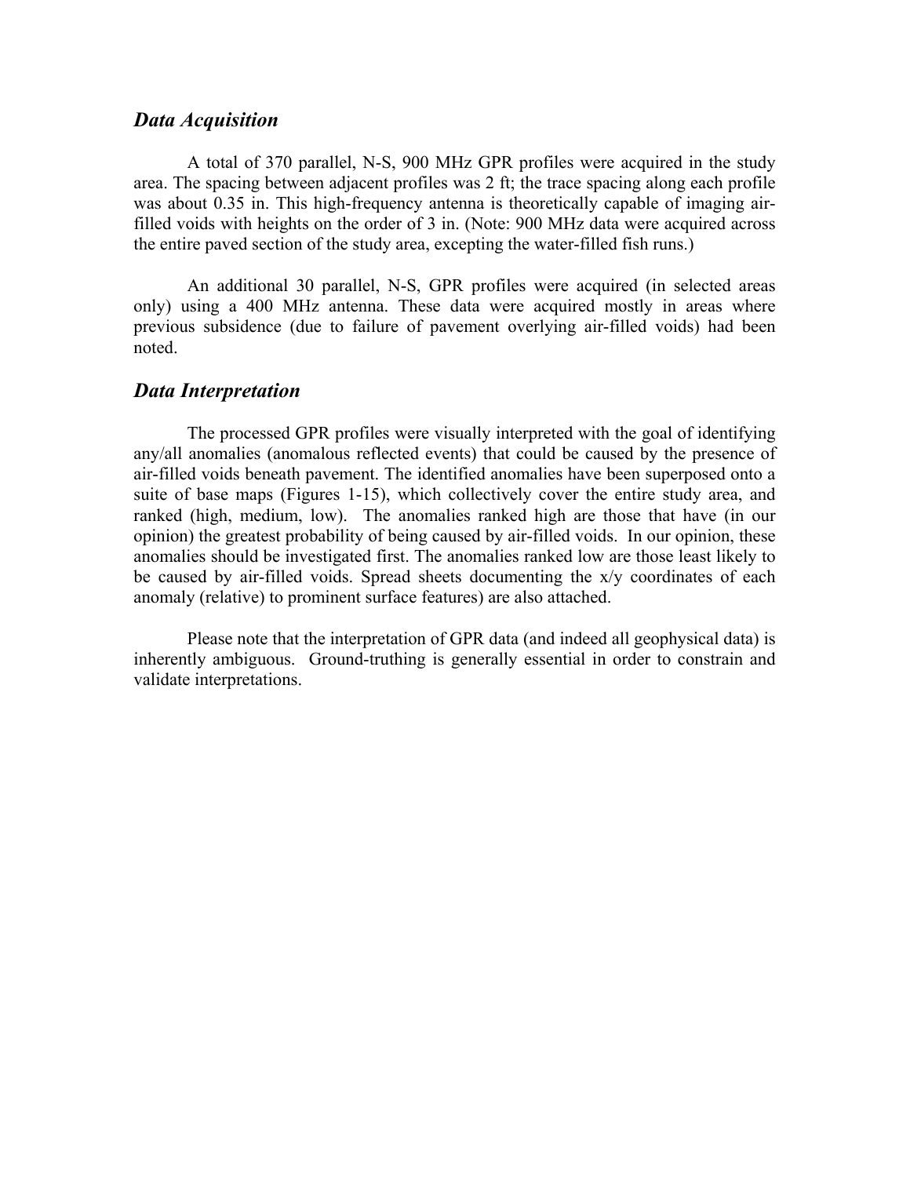## *Data Acquisition*

A total of 370 parallel, N-S, 900 MHz GPR profiles were acquired in the study area. The spacing between adjacent profiles was 2 ft; the trace spacing along each profile was about 0.35 in. This high-frequency antenna is theoretically capable of imaging air-filled voids with heights on the order of 3 in. (Note: 900 MHz data were acquired across the entire paved section of the study area, excepting the water-filled fish runs.)

An additional 30 parallel, N-S, GPR profiles were acquired (in selected areas only) using a 400 MHz antenna. These data were acquired mostly in areas where previous subsidence (due to failure of pavement overlying air-filled voids) had been noted.

## *Data Interpretation*

The processed GPR profiles were visually interpreted with the goal of identifying any/all anomalies (anomalous reflected events) that could be caused by the presence of air-filled voids beneath pavement. The identified anomalies have been superposed onto a suite of base maps (Figures 1-15), which collectively cover the entire study area, and ranked (high, medium, low). The anomalies ranked high are those that have (in our opinion) the greatest probability of being caused by air-filled voids. In our opinion, these anomalies should be investigated first. The anomalies ranked low are those least likely to be caused by air-filled voids. Spread sheets documenting the x/y coordinates of each anomaly (relative) to prominent surface features) are also attached.

Please note that the interpretation of GPR data (and indeed all geophysical data) is inherently ambiguous. Ground-truthing is generally essential in order to constrain and validate interpretations.